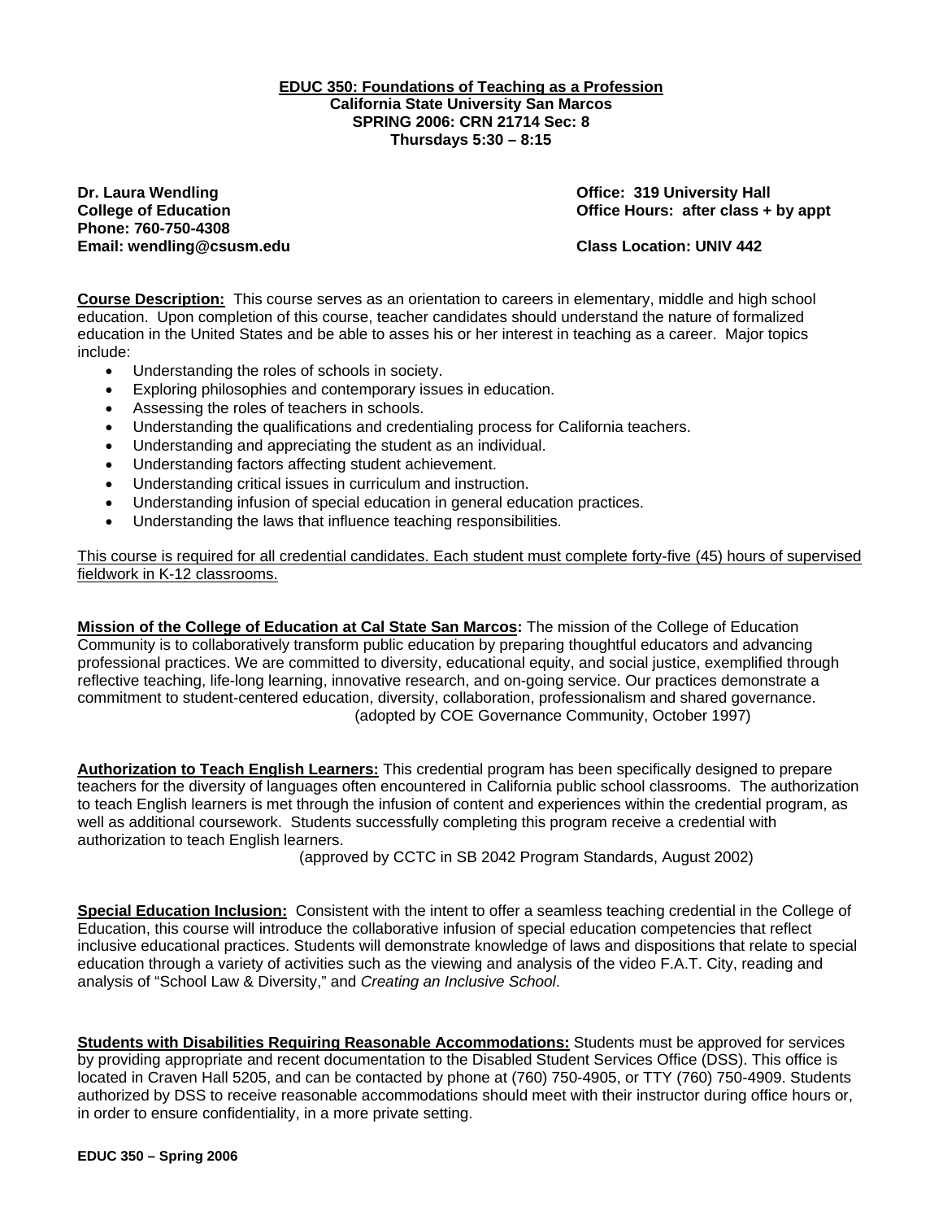# EDUC 350: Foundations of Teaching as a Profession

**California State University San Marcos**
**SPRING 2006: CRN 21714 Sec: 8**
**Thursdays 5:30 – 8:15**

**Dr. Laura Wendling**
**College of Education**
**Phone: 760-750-4308**
**Email: wendling@csusm.edu**

**Office: 319 University Hall**
**Office Hours: after class + by appt**

**Class Location: UNIV 442**

**Course Description:** This course serves as an orientation to careers in elementary, middle and high school education. Upon completion of this course, teacher candidates should understand the nature of formalized education in the United States and be able to asses his or her interest in teaching as a career. Major topics include:

- Understanding the roles of schools in society.
- Exploring philosophies and contemporary issues in education.
- Assessing the roles of teachers in schools.
- Understanding the qualifications and credentialing process for California teachers.
- Understanding and appreciating the student as an individual.
- Understanding factors affecting student achievement.
- Understanding critical issues in curriculum and instruction.
- Understanding infusion of special education in general education practices.
- Understanding the laws that influence teaching responsibilities.

This course is required for all credential candidates. Each student must complete forty-five (45) hours of supervised fieldwork in K-12 classrooms.

**Mission of the College of Education at Cal State San Marcos:** The mission of the College of Education Community is to collaboratively transform public education by preparing thoughtful educators and advancing professional practices. We are committed to diversity, educational equity, and social justice, exemplified through reflective teaching, life-long learning, innovative research, and on-going service. Our practices demonstrate a commitment to student-centered education, diversity, collaboration, professionalism and shared governance.
(adopted by COE Governance Community, October 1997)

**Authorization to Teach English Learners:** This credential program has been specifically designed to prepare teachers for the diversity of languages often encountered in California public school classrooms. The authorization to teach English learners is met through the infusion of content and experiences within the credential program, as well as additional coursework. Students successfully completing this program receive a credential with authorization to teach English learners.
(approved by CCTC in SB 2042 Program Standards, August 2002)

**Special Education Inclusion:** Consistent with the intent to offer a seamless teaching credential in the College of Education, this course will introduce the collaborative infusion of special education competencies that reflect inclusive educational practices. Students will demonstrate knowledge of laws and dispositions that relate to special education through a variety of activities such as the viewing and analysis of the video F.A.T. City, reading and analysis of "School Law & Diversity," and *Creating an Inclusive School*.

**Students with Disabilities Requiring Reasonable Accommodations:** Students must be approved for services by providing appropriate and recent documentation to the Disabled Student Services Office (DSS). This office is located in Craven Hall 5205, and can be contacted by phone at (760) 750-4905, or TTY (760) 750-4909. Students authorized by DSS to receive reasonable accommodations should meet with their instructor during office hours or, in order to ensure confidentiality, in a more private setting.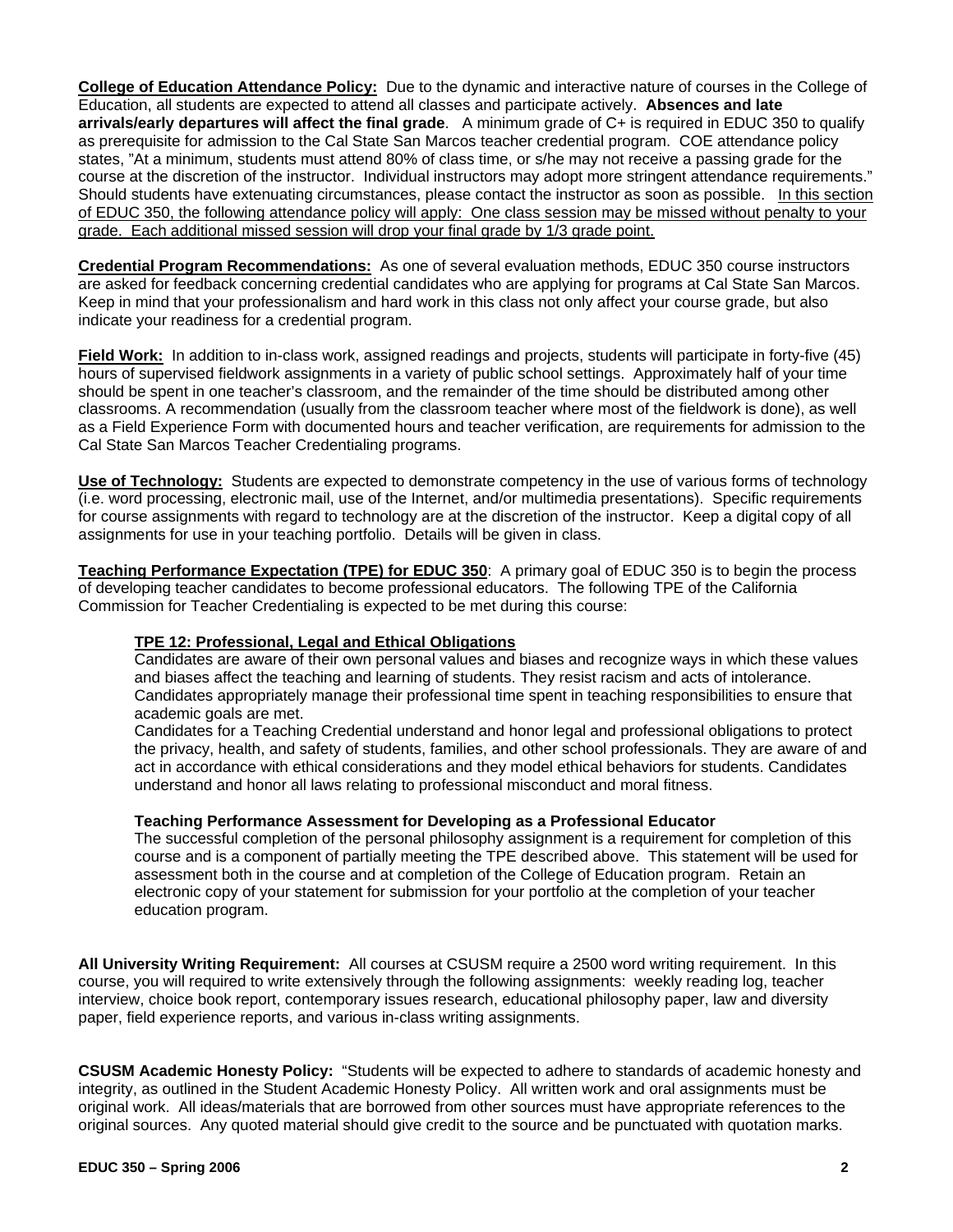**College of Education Attendance Policy:** Due to the dynamic and interactive nature of courses in the College of Education, all students are expected to attend all classes and participate actively. **Absences and late arrivals/early departures will affect the final grade**. A minimum grade of C+ is required in EDUC 350 to qualify as prerequisite for admission to the Cal State San Marcos teacher credential program. COE attendance policy states, "At a minimum, students must attend 80% of class time, or s/he may not receive a passing grade for the course at the discretion of the instructor. Individual instructors may adopt more stringent attendance requirements." Should students have extenuating circumstances, please contact the instructor as soon as possible. <u>In this section of EDUC 350, the following attendance policy will apply: One class session may be missed without penalty to your grade. Each additional missed session will drop your final grade by 1/3 grade point.</u>

**Credential Program Recommendations:** As one of several evaluation methods, EDUC 350 course instructors are asked for feedback concerning credential candidates who are applying for programs at Cal State San Marcos. Keep in mind that your professionalism and hard work in this class not only affect your course grade, but also indicate your readiness for a credential program.

**Field Work:** In addition to in-class work, assigned readings and projects, students will participate in forty-five (45) hours of supervised fieldwork assignments in a variety of public school settings. Approximately half of your time should be spent in one teacher's classroom, and the remainder of the time should be distributed among other classrooms. A recommendation (usually from the classroom teacher where most of the fieldwork is done), as well as a Field Experience Form with documented hours and teacher verification, are requirements for admission to the Cal State San Marcos Teacher Credentialing programs.

**Use of Technology:** Students are expected to demonstrate competency in the use of various forms of technology (i.e. word processing, electronic mail, use of the Internet, and/or multimedia presentations). Specific requirements for course assignments with regard to technology are at the discretion of the instructor. Keep a digital copy of all assignments for use in your teaching portfolio. Details will be given in class.

**Teaching Performance Expectation (TPE) for EDUC 350**: A primary goal of EDUC 350 is to begin the process of developing teacher candidates to become professional educators. The following TPE of the California Commission for Teacher Credentialing is expected to be met during this course:

**TPE 12: Professional, Legal and Ethical Obligations**

Candidates are aware of their own personal values and biases and recognize ways in which these values and biases affect the teaching and learning of students. They resist racism and acts of intolerance. Candidates appropriately manage their professional time spent in teaching responsibilities to ensure that academic goals are met.

Candidates for a Teaching Credential understand and honor legal and professional obligations to protect the privacy, health, and safety of students, families, and other school professionals. They are aware of and act in accordance with ethical considerations and they model ethical behaviors for students. Candidates understand and honor all laws relating to professional misconduct and moral fitness.

**Teaching Performance Assessment for Developing as a Professional Educator**

The successful completion of the personal philosophy assignment is a requirement for completion of this course and is a component of partially meeting the TPE described above. This statement will be used for assessment both in the course and at completion of the College of Education program. Retain an electronic copy of your statement for submission for your portfolio at the completion of your teacher education program.

**All University Writing Requirement:** All courses at CSUSM require a 2500 word writing requirement. In this course, you will required to write extensively through the following assignments: weekly reading log, teacher interview, choice book report, contemporary issues research, educational philosophy paper, law and diversity paper, field experience reports, and various in-class writing assignments.

**CSUSM Academic Honesty Policy:** "Students will be expected to adhere to standards of academic honesty and integrity, as outlined in the Student Academic Honesty Policy. All written work and oral assignments must be original work. All ideas/materials that are borrowed from other sources must have appropriate references to the original sources. Any quoted material should give credit to the source and be punctuated with quotation marks.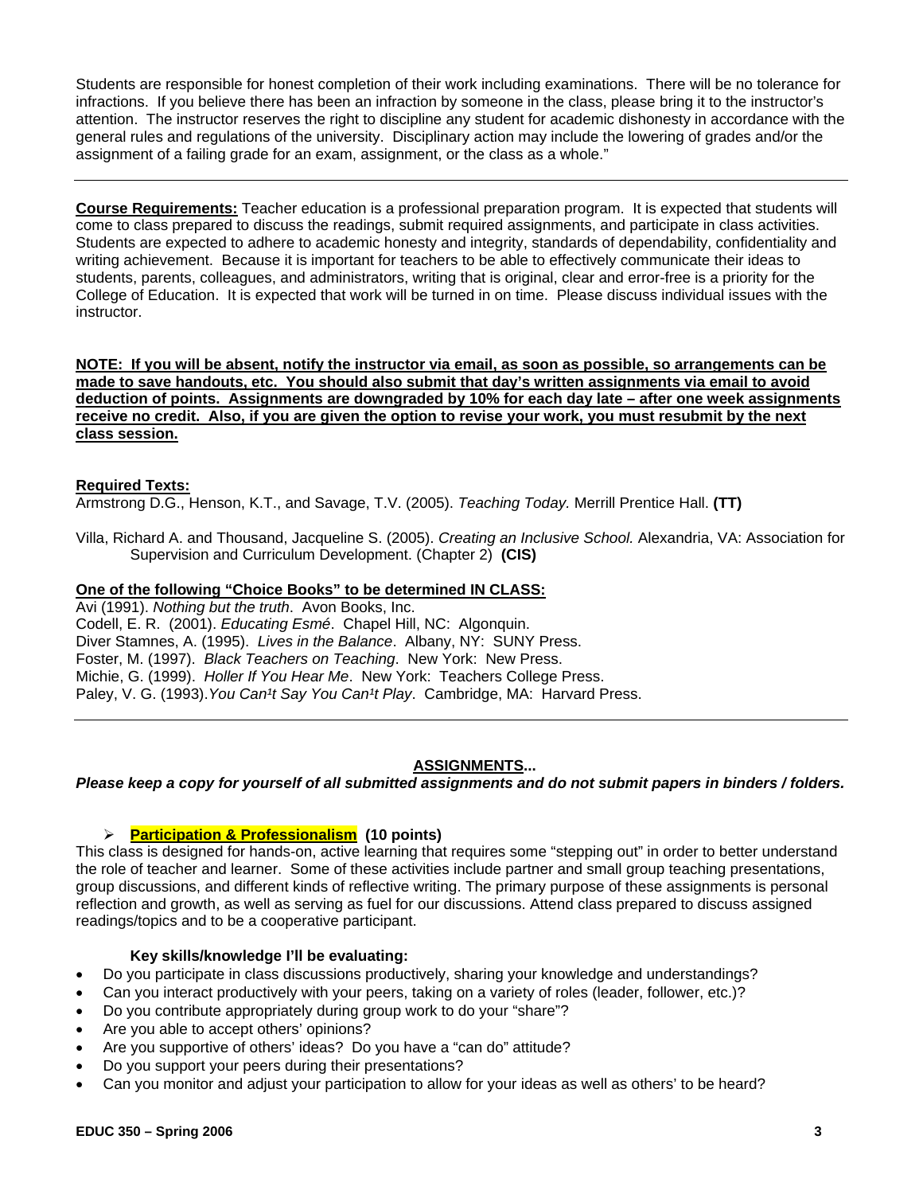Students are responsible for honest completion of their work including examinations. There will be no tolerance for infractions. If you believe there has been an infraction by someone in the class, please bring it to the instructor's attention. The instructor reserves the right to discipline any student for academic dishonesty in accordance with the general rules and regulations of the university. Disciplinary action may include the lowering of grades and/or the assignment of a failing grade for an exam, assignment, or the class as a whole."

---

**Course Requirements:** Teacher education is a professional preparation program. It is expected that students will come to class prepared to discuss the readings, submit required assignments, and participate in class activities. Students are expected to adhere to academic honesty and integrity, standards of dependability, confidentiality and writing achievement. Because it is important for teachers to be able to effectively communicate their ideas to students, parents, colleagues, and administrators, writing that is original, clear and error-free is a priority for the College of Education. It is expected that work will be turned in on time. Please discuss individual issues with the instructor.

**NOTE: If you will be absent, notify the instructor via email, as soon as possible, so arrangements can be made to save handouts, etc. You should also submit that day's written assignments via email to avoid deduction of points. Assignments are downgraded by 10% for each day late – after one week assignments receive no credit. Also, if you are given the option to revise your work, you must resubmit by the next class session.**

**Required Texts:**

Armstrong D.G., Henson, K.T., and Savage, T.V. (2005). *Teaching Today.* Merrill Prentice Hall. **(TT)**

Villa, Richard A. and Thousand, Jacqueline S. (2005). *Creating an Inclusive School.* Alexandria, VA: Association for Supervision and Curriculum Development. (Chapter 2) **(CIS)**

**One of the following "Choice Books" to be determined IN CLASS:**

Avi (1991). *Nothing but the truth*. Avon Books, Inc.
Codell, E. R. (2001). *Educating Esmé*. Chapel Hill, NC: Algonquin.
Diver Stamnes, A. (1995). *Lives in the Balance*. Albany, NY: SUNY Press.
Foster, M. (1997). *Black Teachers on Teaching*. New York: New Press.
Michie, G. (1999). *Holler If You Hear Me*. New York: Teachers College Press.
Paley, V. G. (1993). *You Can¹t Say You Can¹t Play*. Cambridge, MA: Harvard Press.

---

## ASSIGNMENTS...

***Please keep a copy for yourself of all submitted assignments and do not submit papers in binders / folders.***

- **Participation & Professionalism (10 points)**

This class is designed for hands-on, active learning that requires some "stepping out" in order to better understand the role of teacher and learner. Some of these activities include partner and small group teaching presentations, group discussions, and different kinds of reflective writing. The primary purpose of these assignments is personal reflection and growth, as well as serving as fuel for our discussions. Attend class prepared to discuss assigned readings/topics and to be a cooperative participant.

**Key skills/knowledge I'll be evaluating:**

- Do you participate in class discussions productively, sharing your knowledge and understandings?
- Can you interact productively with your peers, taking on a variety of roles (leader, follower, etc.)?
- Do you contribute appropriately during group work to do your "share"?
- Are you able to accept others' opinions?
- Are you supportive of others' ideas? Do you have a "can do" attitude?
- Do you support your peers during their presentations?
- Can you monitor and adjust your participation to allow for your ideas as well as others' to be heard?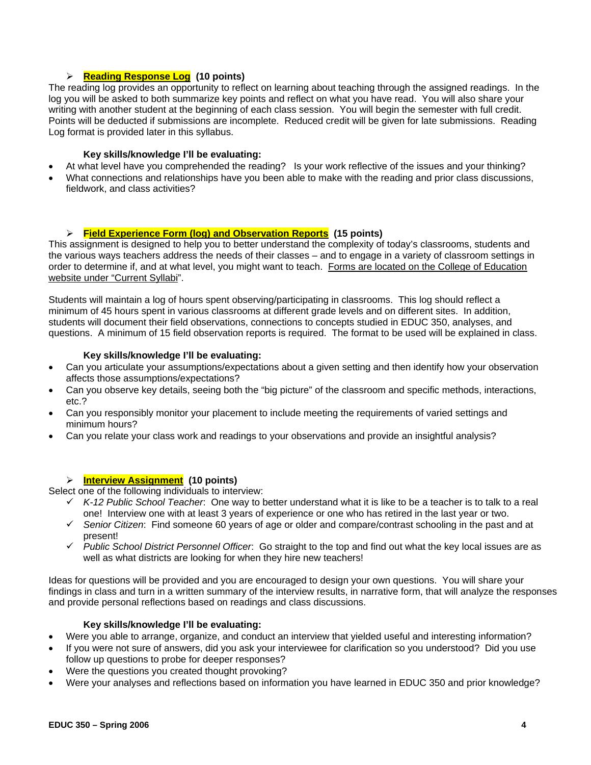### ➢ **Reading Response Log** (10 points)

The reading log provides an opportunity to reflect on learning about teaching through the assigned readings. In the log you will be asked to both summarize key points and reflect on what you have read. You will also share your writing with another student at the beginning of each class session. You will begin the semester with full credit. Points will be deducted if submissions are incomplete. Reduced credit will be given for late submissions. Reading Log format is provided later in this syllabus.

**Key skills/knowledge I'll be evaluating:**

- At what level have you comprehended the reading? Is your work reflective of the issues and your thinking?
- What connections and relationships have you been able to make with the reading and prior class discussions, fieldwork, and class activities?

### ➢ **Field Experience Form (log) and Observation Reports** (15 points)

This assignment is designed to help you to better understand the complexity of today's classrooms, students and the various ways teachers address the needs of their classes – and to engage in a variety of classroom settings in order to determine if, and at what level, you might want to teach. Forms are located on the College of Education website under "Current Syllabi".

Students will maintain a log of hours spent observing/participating in classrooms. This log should reflect a minimum of 45 hours spent in various classrooms at different grade levels and on different sites. In addition, students will document their field observations, connections to concepts studied in EDUC 350, analyses, and questions. A minimum of 15 field observation reports is required. The format to be used will be explained in class.

**Key skills/knowledge I'll be evaluating:**

- Can you articulate your assumptions/expectations about a given setting and then identify how your observation affects those assumptions/expectations?
- Can you observe key details, seeing both the "big picture" of the classroom and specific methods, interactions, etc.?
- Can you responsibly monitor your placement to include meeting the requirements of varied settings and minimum hours?
- Can you relate your class work and readings to your observations and provide an insightful analysis?

### ➢ **Interview Assignment** (10 points)

Select one of the following individuals to interview:

- ✓ *K-12 Public School Teacher*: One way to better understand what it is like to be a teacher is to talk to a real one! Interview one with at least 3 years of experience or one who has retired in the last year or two.
- ✓ *Senior Citizen*: Find someone 60 years of age or older and compare/contrast schooling in the past and at present!
- ✓ *Public School District Personnel Officer*: Go straight to the top and find out what the key local issues are as well as what districts are looking for when they hire new teachers!

Ideas for questions will be provided and you are encouraged to design your own questions. You will share your findings in class and turn in a written summary of the interview results, in narrative form, that will analyze the responses and provide personal reflections based on readings and class discussions.

**Key skills/knowledge I'll be evaluating:**

- Were you able to arrange, organize, and conduct an interview that yielded useful and interesting information?
- If you were not sure of answers, did you ask your interviewee for clarification so you understood? Did you use follow up questions to probe for deeper responses?
- Were the questions you created thought provoking?
- Were your analyses and reflections based on information you have learned in EDUC 350 and prior knowledge?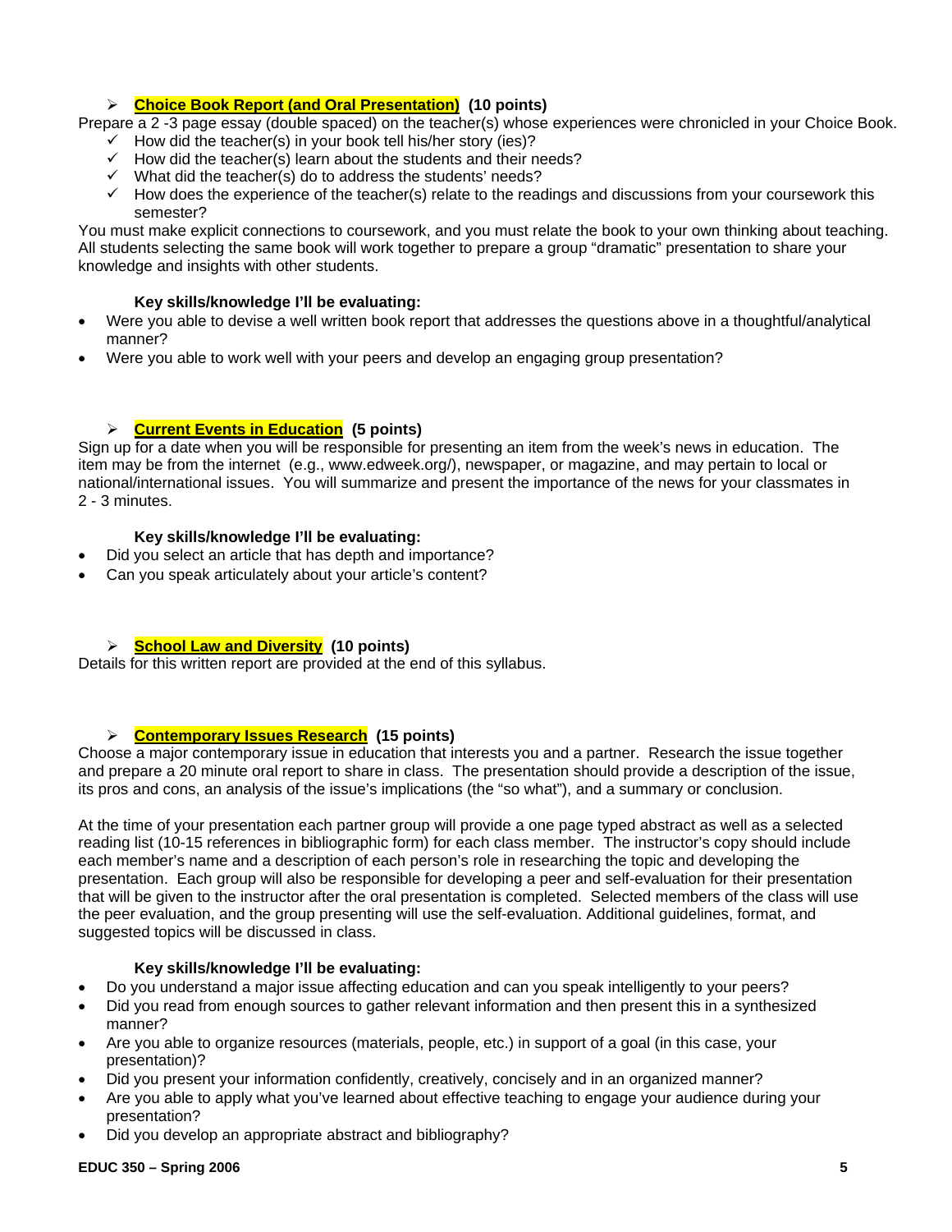### **Choice Book Report (and Oral Presentation)** (10 points)

Prepare a 2 -3 page essay (double spaced) on the teacher(s) whose experiences were chronicled in your Choice Book.

- ✓ How did the teacher(s) in your book tell his/her story (ies)?
- ✓ How did the teacher(s) learn about the students and their needs?
- ✓ What did the teacher(s) do to address the students' needs?
- ✓ How does the experience of the teacher(s) relate to the readings and discussions from your coursework this semester?

You must make explicit connections to coursework, and you must relate the book to your own thinking about teaching. All students selecting the same book will work together to prepare a group "dramatic" presentation to share your knowledge and insights with other students.

**Key skills/knowledge I'll be evaluating:**

- Were you able to devise a well written book report that addresses the questions above in a thoughtful/analytical manner?
- Were you able to work well with your peers and develop an engaging group presentation?

### **Current Events in Education** (5 points)

Sign up for a date when you will be responsible for presenting an item from the week's news in education. The item may be from the internet (e.g., www.edweek.org/), newspaper, or magazine, and may pertain to local or national/international issues. You will summarize and present the importance of the news for your classmates in 2 - 3 minutes.

**Key skills/knowledge I'll be evaluating:**

- Did you select an article that has depth and importance?
- Can you speak articulately about your article's content?

### **School Law and Diversity** (10 points)

Details for this written report are provided at the end of this syllabus.

### **Contemporary Issues Research** (15 points)

Choose a major contemporary issue in education that interests you and a partner. Research the issue together and prepare a 20 minute oral report to share in class. The presentation should provide a description of the issue, its pros and cons, an analysis of the issue's implications (the "so what"), and a summary or conclusion.

At the time of your presentation each partner group will provide a one page typed abstract as well as a selected reading list (10-15 references in bibliographic form) for each class member. The instructor's copy should include each member's name and a description of each person's role in researching the topic and developing the presentation. Each group will also be responsible for developing a peer and self-evaluation for their presentation that will be given to the instructor after the oral presentation is completed. Selected members of the class will use the peer evaluation, and the group presenting will use the self-evaluation. Additional guidelines, format, and suggested topics will be discussed in class.

**Key skills/knowledge I'll be evaluating:**

- Do you understand a major issue affecting education and can you speak intelligently to your peers?
- Did you read from enough sources to gather relevant information and then present this in a synthesized manner?
- Are you able to organize resources (materials, people, etc.) in support of a goal (in this case, your presentation)?
- Did you present your information confidently, creatively, concisely and in an organized manner?
- Are you able to apply what you've learned about effective teaching to engage your audience during your presentation?
- Did you develop an appropriate abstract and bibliography?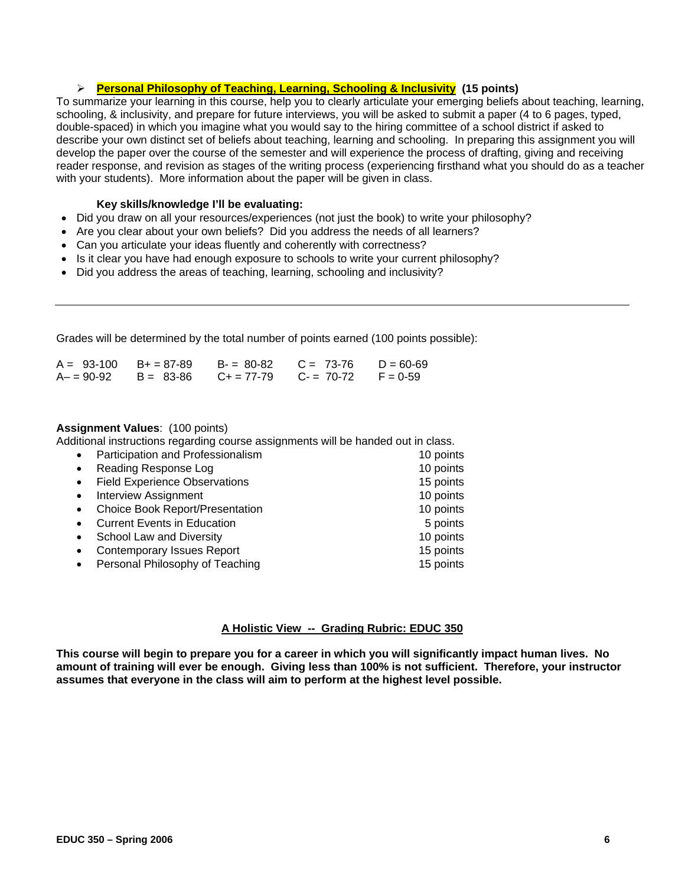- **Personal Philosophy of Teaching, Learning, Schooling & Inclusivity (15 points)**

To summarize your learning in this course, help you to clearly articulate your emerging beliefs about teaching, learning, schooling, & inclusivity, and prepare for future interviews, you will be asked to submit a paper (4 to 6 pages, typed, double-spaced) in which you imagine what you would say to the hiring committee of a school district if asked to describe your own distinct set of beliefs about teaching, learning and schooling. In preparing this assignment you will develop the paper over the course of the semester and will experience the process of drafting, giving and receiving reader response, and revision as stages of the writing process (experiencing firsthand what you should do as a teacher with your students). More information about the paper will be given in class.

**Key skills/knowledge I'll be evaluating:**

- Did you draw on all your resources/experiences (not just the book) to write your philosophy?
- Are you clear about your own beliefs? Did you address the needs of all learners?
- Can you articulate your ideas fluently and coherently with correctness?
- Is it clear you have had enough exposure to schools to write your current philosophy?
- Did you address the areas of teaching, learning, schooling and inclusivity?

---

Grades will be determined by the total number of points earned (100 points possible):

| | | | | |
|---|---|---|---|---|
| A = 93-100 | B+ = 87-89 | B- = 80-82 | C = 73-76 | D = 60-69 |
| A– = 90-92 | B = 83-86 | C+ = 77-79 | C- = 70-72 | F = 0-59 |

**Assignment Values**: (100 points)

Additional instructions regarding course assignments will be handed out in class.

- Participation and Professionalism — 10 points
- Reading Response Log — 10 points
- Field Experience Observations — 15 points
- Interview Assignment — 10 points
- Choice Book Report/Presentation — 10 points
- Current Events in Education — 5 points
- School Law and Diversity — 10 points
- Contemporary Issues Report — 15 points
- Personal Philosophy of Teaching — 15 points

## A Holistic View -- Grading Rubric: EDUC 350

**This course will begin to prepare you for a career in which you will significantly impact human lives. No amount of training will ever be enough. Giving less than 100% is not sufficient. Therefore, your instructor assumes that everyone in the class will aim to perform at the highest level possible.**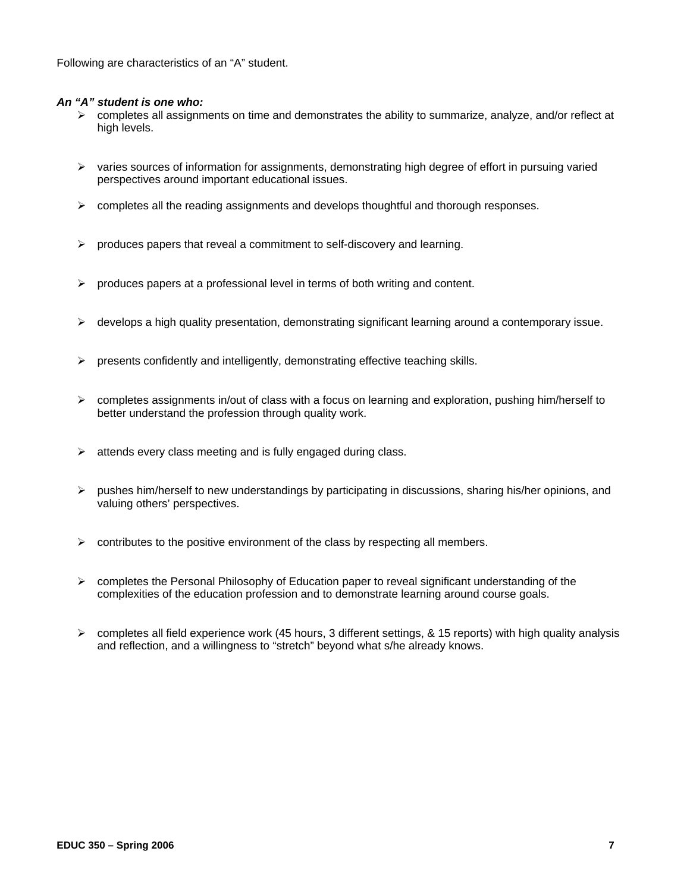Following are characteristics of an "A" student.

***An "A" student is one who:***

- completes all assignments on time and demonstrates the ability to summarize, analyze, and/or reflect at high levels.
- varies sources of information for assignments, demonstrating high degree of effort in pursuing varied perspectives around important educational issues.
- completes all the reading assignments and develops thoughtful and thorough responses.
- produces papers that reveal a commitment to self-discovery and learning.
- produces papers at a professional level in terms of both writing and content.
- develops a high quality presentation, demonstrating significant learning around a contemporary issue.
- presents confidently and intelligently, demonstrating effective teaching skills.
- completes assignments in/out of class with a focus on learning and exploration, pushing him/herself to better understand the profession through quality work.
- attends every class meeting and is fully engaged during class.
- pushes him/herself to new understandings by participating in discussions, sharing his/her opinions, and valuing others' perspectives.
- contributes to the positive environment of the class by respecting all members.
- completes the Personal Philosophy of Education paper to reveal significant understanding of the complexities of the education profession and to demonstrate learning around course goals.
- completes all field experience work (45 hours, 3 different settings, & 15 reports) with high quality analysis and reflection, and a willingness to "stretch" beyond what s/he already knows.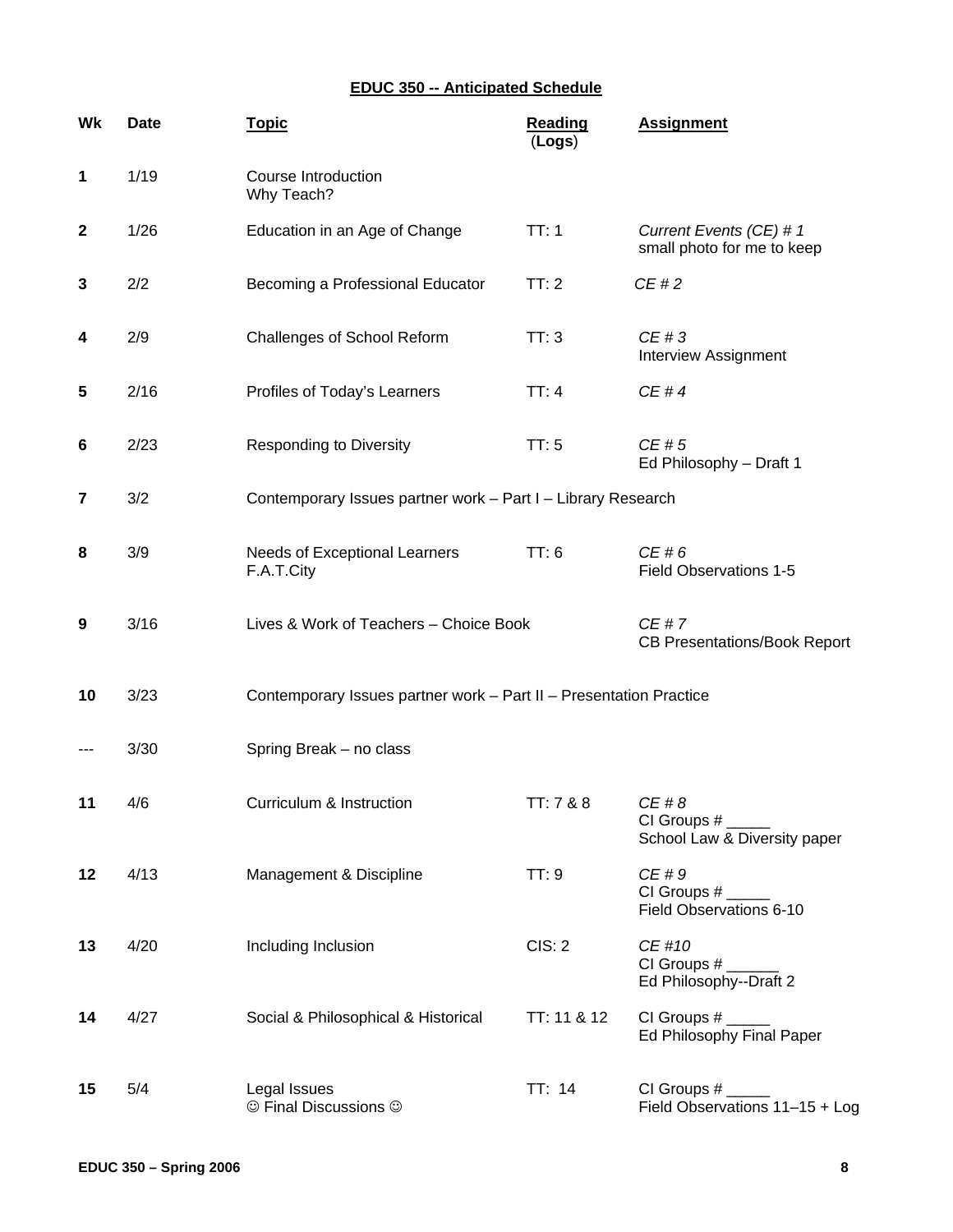## EDUC 350 -- Anticipated Schedule

| Wk | Date | Topic | Reading (Logs) | Assignment |
|---|---|---|---|---|
| 1 | 1/19 | Course Introduction<br>Why Teach? | | |
| 2 | 1/26 | Education in an Age of Change | TT: 1 | *Current Events (CE) # 1*<br>small photo for me to keep |
| 3 | 2/2 | Becoming a Professional Educator | TT: 2 | *CE # 2* |
| 4 | 2/9 | Challenges of School Reform | TT: 3 | *CE # 3*<br>Interview Assignment |
| 5 | 2/16 | Profiles of Today's Learners | TT: 4 | *CE # 4* |
| 6 | 2/23 | Responding to Diversity | TT: 5 | *CE # 5*<br>Ed Philosophy – Draft 1 |
| 7 | 3/2 | Contemporary Issues partner work – Part I – Library Research | | |
| 8 | 3/9 | Needs of Exceptional Learners<br>F.A.T.City | TT: 6 | *CE # 6*<br>Field Observations 1-5 |
| 9 | 3/16 | Lives & Work of Teachers – Choice Book | | *CE # 7*<br>CB Presentations/Book Report |
| 10 | 3/23 | Contemporary Issues partner work – Part II – Presentation Practice | | |
| --- | 3/30 | Spring Break – no class | | |
| 11 | 4/6 | Curriculum & Instruction | TT: 7 & 8 | *CE # 8*<br>CI Groups # _____<br>School Law & Diversity paper |
| 12 | 4/13 | Management & Discipline | TT: 9 | *CE # 9*<br>CI Groups # _____<br>Field Observations 6-10 |
| 13 | 4/20 | Including Inclusion | CIS: 2 | *CE #10*<br>CI Groups # ______<br>Ed Philosophy--Draft 2 |
| 14 | 4/27 | Social & Philosophical & Historical | TT: 11 & 12 | CI Groups # _____<br>Ed Philosophy Final Paper |
| 15 | 5/4 | Legal Issues<br>☺ Final Discussions ☺ | TT: 14 | CI Groups # _____<br>Field Observations 11–15 + Log |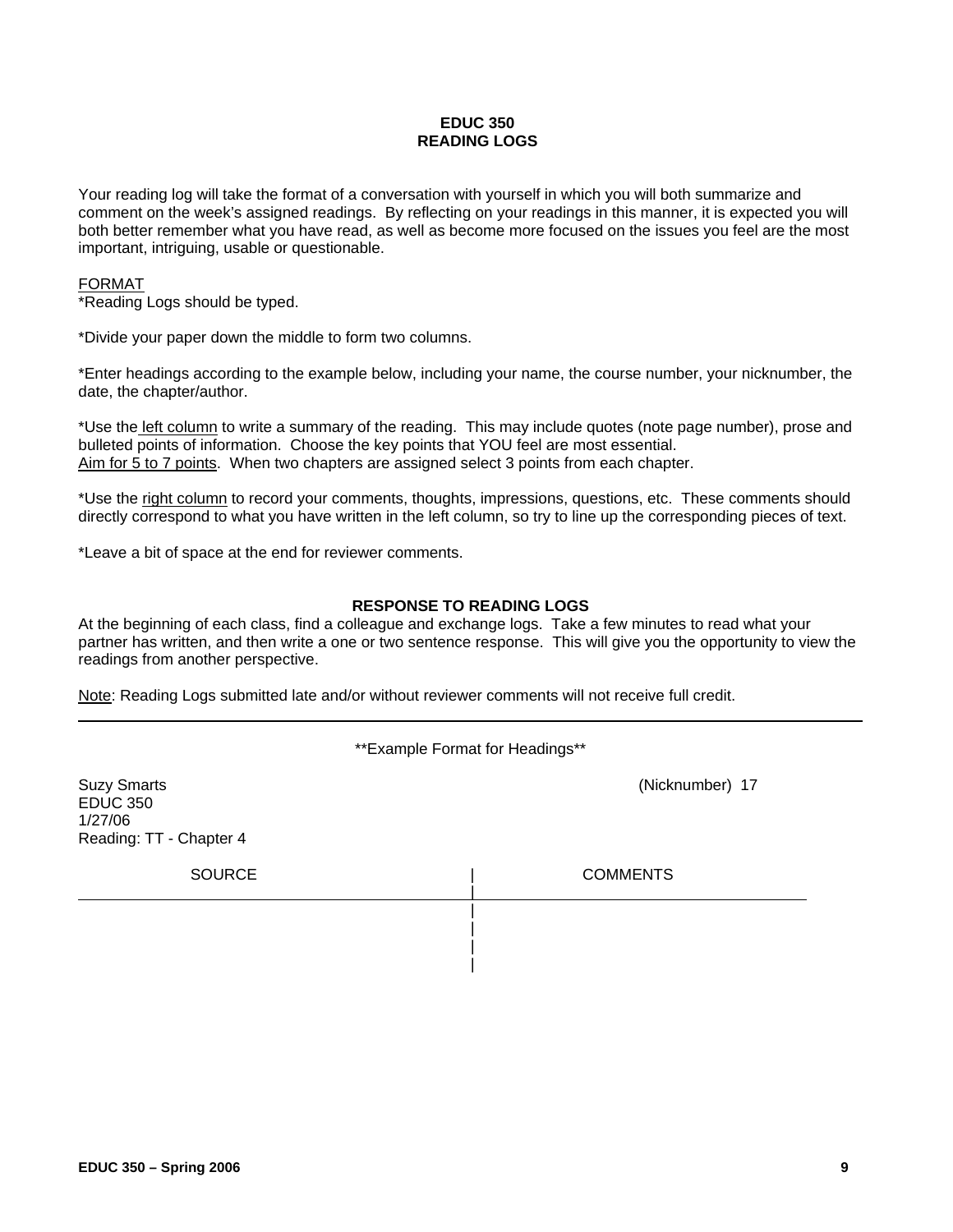# EDUC 350
## READING LOGS

Your reading log will take the format of a conversation with yourself in which you will both summarize and comment on the week's assigned readings. By reflecting on your readings in this manner, it is expected you will both better remember what you have read, as well as become more focused on the issues you feel are the most important, intriguing, usable or questionable.

<u>FORMAT</u>

*Reading Logs should be typed.

*Divide your paper down the middle to form two columns.

*Enter headings according to the example below, including your name, the course number, your nicknumber, the date, the chapter/author.

*Use the <u>left column</u> to write a summary of the reading. This may include quotes (note page number), prose and bulleted points of information. Choose the key points that YOU feel are most essential. <u>Aim for 5 to 7 points</u>. When two chapters are assigned select 3 points from each chapter.

*Use the <u>right column</u> to record your comments, thoughts, impressions, questions, etc. These comments should directly correspond to what you have written in the left column, so try to line up the corresponding pieces of text.

*Leave a bit of space at the end for reviewer comments.

### RESPONSE TO READING LOGS

At the beginning of each class, find a colleague and exchange logs. Take a few minutes to read what your partner has written, and then write a one or two sentence response. This will give you the opportunity to view the readings from another perspective.

<u>Note</u>: Reading Logs submitted late and/or without reviewer comments will not receive full credit.

---

**Example Format for Headings**

Suzy Smarts (Nicknumber) 17
EDUC 350
1/27/06
Reading: TT - Chapter 4

| SOURCE | COMMENTS |
| --- | --- |
| | |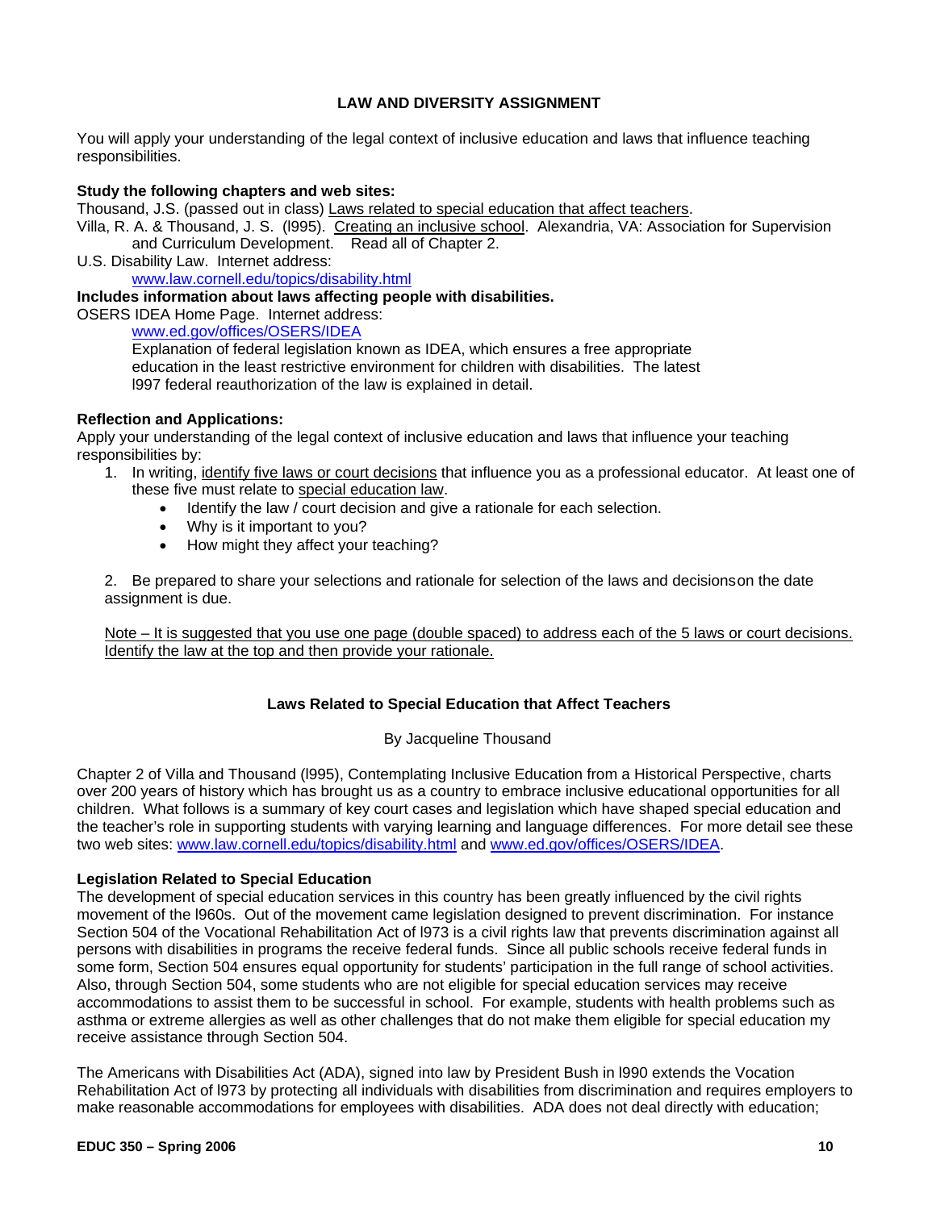## LAW AND DIVERSITY ASSIGNMENT

You will apply your understanding of the legal context of inclusive education and laws that influence teaching responsibilities.

**Study the following chapters and web sites:**

Thousand, J.S. (passed out in class) Laws related to special education that affect teachers.

Villa, R. A. & Thousand, J. S. (l995). Creating an inclusive school. Alexandria, VA: Association for Supervision and Curriculum Development. Read all of Chapter 2.

U.S. Disability Law. Internet address:
www.law.cornell.edu/topics/disability.html

**Includes information about laws affecting people with disabilities.**

OSERS IDEA Home Page. Internet address:
www.ed.gov/offices/OSERS/IDEA
Explanation of federal legislation known as IDEA, which ensures a free appropriate education in the least restrictive environment for children with disabilities. The latest l997 federal reauthorization of the law is explained in detail.

**Reflection and Applications:**

Apply your understanding of the legal context of inclusive education and laws that influence your teaching responsibilities by:

1. In writing, identify five laws or court decisions that influence you as a professional educator. At least one of these five must relate to special education law.
    - Identify the law / court decision and give a rationale for each selection.
    - Why is it important to you?
    - How might they affect your teaching?

2. Be prepared to share your selections and rationale for selection of the laws and decisionson the date assignment is due.

Note – It is suggested that you use one page (double spaced) to address each of the 5 laws or court decisions. Identify the law at the top and then provide your rationale.

### Laws Related to Special Education that Affect Teachers

By Jacqueline Thousand

Chapter 2 of Villa and Thousand (l995), Contemplating Inclusive Education from a Historical Perspective, charts over 200 years of history which has brought us as a country to embrace inclusive educational opportunities for all children. What follows is a summary of key court cases and legislation which have shaped special education and the teacher's role in supporting students with varying learning and language differences. For more detail see these two web sites: www.law.cornell.edu/topics/disability.html and www.ed.gov/offices/OSERS/IDEA.

**Legislation Related to Special Education**

The development of special education services in this country has been greatly influenced by the civil rights movement of the l960s. Out of the movement came legislation designed to prevent discrimination. For instance Section 504 of the Vocational Rehabilitation Act of l973 is a civil rights law that prevents discrimination against all persons with disabilities in programs the receive federal funds. Since all public schools receive federal funds in some form, Section 504 ensures equal opportunity for students' participation in the full range of school activities. Also, through Section 504, some students who are not eligible for special education services may receive accommodations to assist them to be successful in school. For example, students with health problems such as asthma or extreme allergies as well as other challenges that do not make them eligible for special education my receive assistance through Section 504.

The Americans with Disabilities Act (ADA), signed into law by President Bush in l990 extends the Vocation Rehabilitation Act of l973 by protecting all individuals with disabilities from discrimination and requires employers to make reasonable accommodations for employees with disabilities. ADA does not deal directly with education;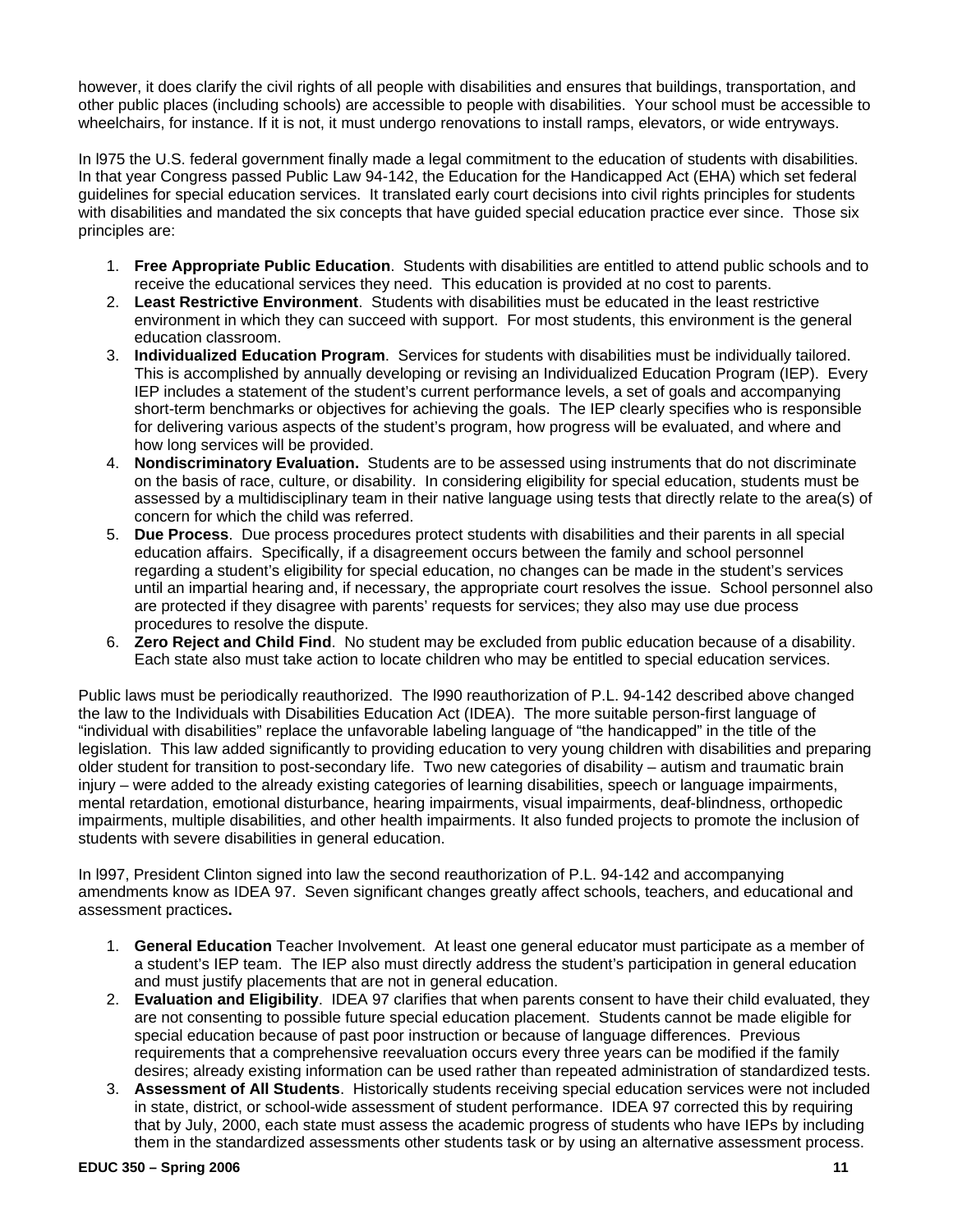however, it does clarify the civil rights of all people with disabilities and ensures that buildings, transportation, and other public places (including schools) are accessible to people with disabilities. Your school must be accessible to wheelchairs, for instance. If it is not, it must undergo renovations to install ramps, elevators, or wide entryways.

In l975 the U.S. federal government finally made a legal commitment to the education of students with disabilities. In that year Congress passed Public Law 94-142, the Education for the Handicapped Act (EHA) which set federal guidelines for special education services. It translated early court decisions into civil rights principles for students with disabilities and mandated the six concepts that have guided special education practice ever since. Those six principles are:

1. **Free Appropriate Public Education**. Students with disabilities are entitled to attend public schools and to receive the educational services they need. This education is provided at no cost to parents.
2. **Least Restrictive Environment**. Students with disabilities must be educated in the least restrictive environment in which they can succeed with support. For most students, this environment is the general education classroom.
3. **Individualized Education Program**. Services for students with disabilities must be individually tailored. This is accomplished by annually developing or revising an Individualized Education Program (IEP). Every IEP includes a statement of the student's current performance levels, a set of goals and accompanying short-term benchmarks or objectives for achieving the goals. The IEP clearly specifies who is responsible for delivering various aspects of the student's program, how progress will be evaluated, and where and how long services will be provided.
4. **Nondiscriminatory Evaluation.** Students are to be assessed using instruments that do not discriminate on the basis of race, culture, or disability. In considering eligibility for special education, students must be assessed by a multidisciplinary team in their native language using tests that directly relate to the area(s) of concern for which the child was referred.
5. **Due Process**. Due process procedures protect students with disabilities and their parents in all special education affairs. Specifically, if a disagreement occurs between the family and school personnel regarding a student's eligibility for special education, no changes can be made in the student's services until an impartial hearing and, if necessary, the appropriate court resolves the issue. School personnel also are protected if they disagree with parents' requests for services; they also may use due process procedures to resolve the dispute.
6. **Zero Reject and Child Find**. No student may be excluded from public education because of a disability. Each state also must take action to locate children who may be entitled to special education services.

Public laws must be periodically reauthorized. The l990 reauthorization of P.L. 94-142 described above changed the law to the Individuals with Disabilities Education Act (IDEA). The more suitable person-first language of "individual with disabilities" replace the unfavorable labeling language of "the handicapped" in the title of the legislation. This law added significantly to providing education to very young children with disabilities and preparing older student for transition to post-secondary life. Two new categories of disability – autism and traumatic brain injury – were added to the already existing categories of learning disabilities, speech or language impairments, mental retardation, emotional disturbance, hearing impairments, visual impairments, deaf-blindness, orthopedic impairments, multiple disabilities, and other health impairments. It also funded projects to promote the inclusion of students with severe disabilities in general education.

In l997, President Clinton signed into law the second reauthorization of P.L. 94-142 and accompanying amendments know as IDEA 97. Seven significant changes greatly affect schools, teachers, and educational and assessment practices**.**

1. **General Education** Teacher Involvement. At least one general educator must participate as a member of a student's IEP team. The IEP also must directly address the student's participation in general education and must justify placements that are not in general education.
2. **Evaluation and Eligibility**. IDEA 97 clarifies that when parents consent to have their child evaluated, they are not consenting to possible future special education placement. Students cannot be made eligible for special education because of past poor instruction or because of language differences. Previous requirements that a comprehensive reevaluation occurs every three years can be modified if the family desires; already existing information can be used rather than repeated administration of standardized tests.
3. **Assessment of All Students**. Historically students receiving special education services were not included in state, district, or school-wide assessment of student performance. IDEA 97 corrected this by requiring that by July, 2000, each state must assess the academic progress of students who have IEPs by including them in the standardized assessments other students task or by using an alternative assessment process.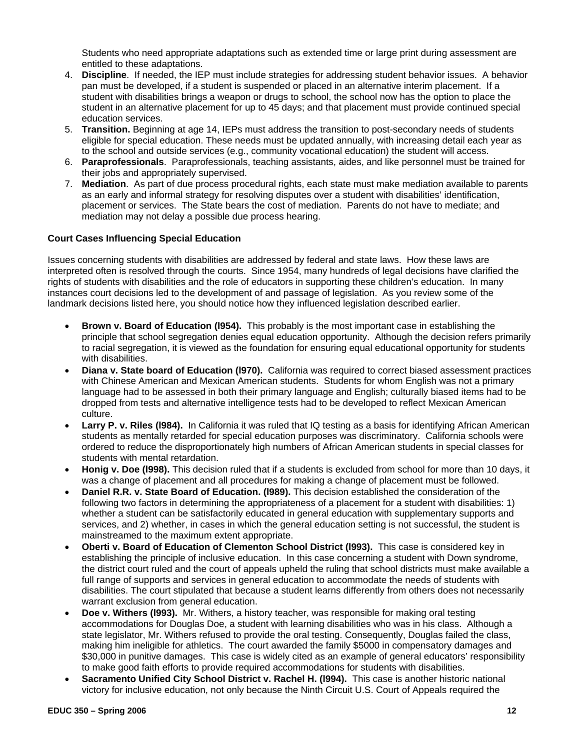Students who need appropriate adaptations such as extended time or large print during assessment are entitled to these adaptations.

4. **Discipline**. If needed, the IEP must include strategies for addressing student behavior issues. A behavior pan must be developed, if a student is suspended or placed in an alternative interim placement. If a student with disabilities brings a weapon or drugs to school, the school now has the option to place the student in an alternative placement for up to 45 days; and that placement must provide continued special education services.
5. **Transition.** Beginning at age 14, IEPs must address the transition to post-secondary needs of students eligible for special education. These needs must be updated annually, with increasing detail each year as to the school and outside services (e.g., community vocational education) the student will access.
6. **Paraprofessionals**. Paraprofessionals, teaching assistants, aides, and like personnel must be trained for their jobs and appropriately supervised.
7. **Mediation**. As part of due process procedural rights, each state must make mediation available to parents as an early and informal strategy for resolving disputes over a student with disabilities' identification, placement or services. The State bears the cost of mediation. Parents do not have to mediate; and mediation may not delay a possible due process hearing.

**Court Cases Influencing Special Education**

Issues concerning students with disabilities are addressed by federal and state laws. How these laws are interpreted often is resolved through the courts. Since 1954, many hundreds of legal decisions have clarified the rights of students with disabilities and the role of educators in supporting these children's education. In many instances court decisions led to the development of and passage of legislation. As you review some of the landmark decisions listed here, you should notice how they influenced legislation described earlier.

- **Brown v. Board of Education (l954).** This probably is the most important case in establishing the principle that school segregation denies equal education opportunity. Although the decision refers primarily to racial segregation, it is viewed as the foundation for ensuring equal educational opportunity for students with disabilities.
- **Diana v. State board of Education (l970).** California was required to correct biased assessment practices with Chinese American and Mexican American students. Students for whom English was not a primary language had to be assessed in both their primary language and English; culturally biased items had to be dropped from tests and alternative intelligence tests had to be developed to reflect Mexican American culture.
- **Larry P. v. Riles (l984).** In California it was ruled that IQ testing as a basis for identifying African American students as mentally retarded for special education purposes was discriminatory. California schools were ordered to reduce the disproportionately high numbers of African American students in special classes for students with mental retardation.
- **Honig v. Doe (l998).** This decision ruled that if a students is excluded from school for more than 10 days, it was a change of placement and all procedures for making a change of placement must be followed.
- **Daniel R.R. v. State Board of Education. (l989).** This decision established the consideration of the following two factors in determining the appropriateness of a placement for a student with disabilities: 1) whether a student can be satisfactorily educated in general education with supplementary supports and services, and 2) whether, in cases in which the general education setting is not successful, the student is mainstreamed to the maximum extent appropriate.
- **Oberti v. Board of Education of Clementon School District (l993).** This case is considered key in establishing the principle of inclusive education. In this case concerning a student with Down syndrome, the district court ruled and the court of appeals upheld the ruling that school districts must make available a full range of supports and services in general education to accommodate the needs of students with disabilities. The court stipulated that because a student learns differently from others does not necessarily warrant exclusion from general education.
- **Doe v. Withers (l993).** Mr. Withers, a history teacher, was responsible for making oral testing accommodations for Douglas Doe, a student with learning disabilities who was in his class. Although a state legislator, Mr. Withers refused to provide the oral testing. Consequently, Douglas failed the class, making him ineligible for athletics. The court awarded the family $5000 in compensatory damages and $30,000 in punitive damages. This case is widely cited as an example of general educators' responsibility to make good faith efforts to provide required accommodations for students with disabilities.
- **Sacramento Unified City School District v. Rachel H. (l994).** This case is another historic national victory for inclusive education, not only because the Ninth Circuit U.S. Court of Appeals required the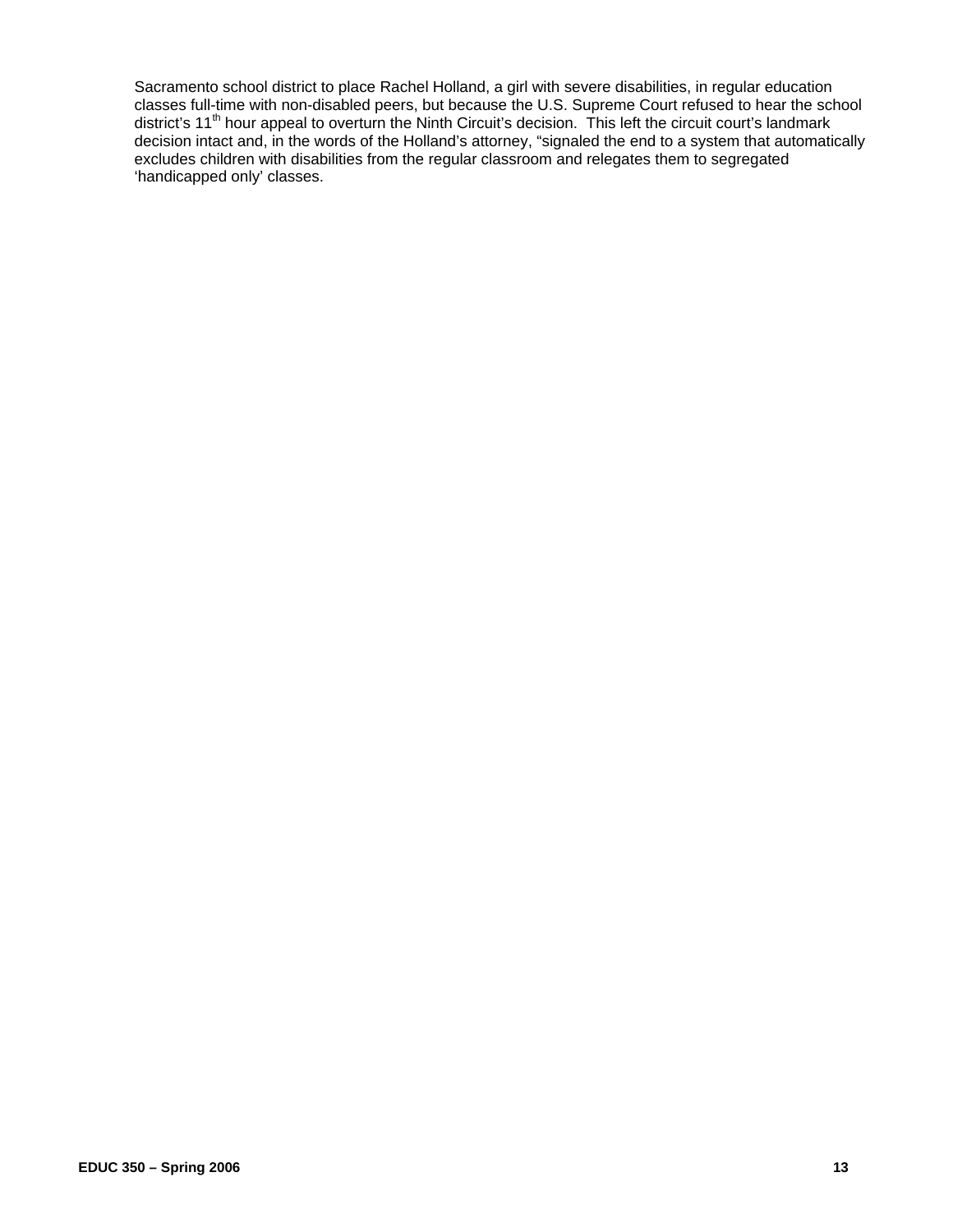Sacramento school district to place Rachel Holland, a girl with severe disabilities, in regular education classes full-time with non-disabled peers, but because the U.S. Supreme Court refused to hear the school district's 11th hour appeal to overturn the Ninth Circuit's decision. This left the circuit court's landmark decision intact and, in the words of the Holland's attorney, "signaled the end to a system that automatically excludes children with disabilities from the regular classroom and relegates them to segregated 'handicapped only' classes.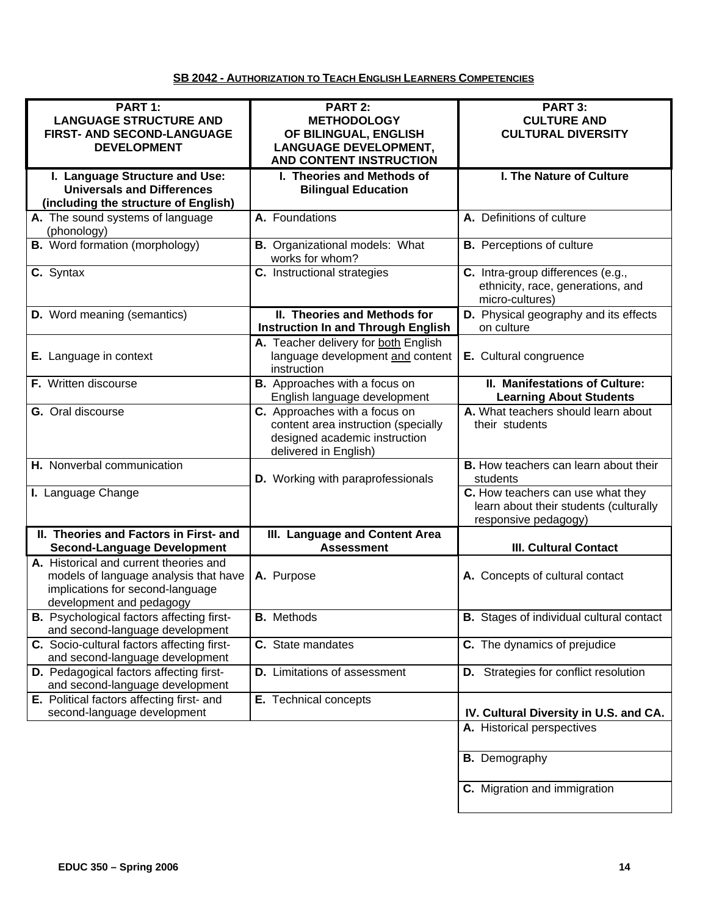## SB 2042 - AUTHORIZATION TO TEACH ENGLISH LEARNERS COMPETENCIES

| PART 1: LANGUAGE STRUCTURE AND FIRST- AND SECOND-LANGUAGE DEVELOPMENT | PART 2: METHODOLOGY OF BILINGUAL, ENGLISH LANGUAGE DEVELOPMENT, AND CONTENT INSTRUCTION | PART 3: CULTURE AND CULTURAL DIVERSITY |
|---|---|---|
| **I. Language Structure and Use: Universals and Differences (including the structure of English)** | **I. Theories and Methods of Bilingual Education** | **I. The Nature of Culture** |
| **A.** The sound systems of language (phonology) | **A.** Foundations | **A.** Definitions of culture |
| **B.** Word formation (morphology) | **B.** Organizational models: What works for whom? | **B.** Perceptions of culture |
| **C.** Syntax | **C.** Instructional strategies | **C.** Intra-group differences (e.g., ethnicity, race, generations, and micro-cultures) |
| **D.** Word meaning (semantics) | **II. Theories and Methods for Instruction In and Through English** | **D.** Physical geography and its effects on culture |
| **E.** Language in context | **A.** Teacher delivery for both English language development and content instruction | **E.** Cultural congruence |
| **F.** Written discourse | **B.** Approaches with a focus on English language development | **II. Manifestations of Culture: Learning About Students** |
| **G.** Oral discourse | **C.** Approaches with a focus on content area instruction (specially designed academic instruction delivered in English) | **A.** What teachers should learn about their students |
| **H.** Nonverbal communication | **D.** Working with paraprofessionals | **B.** How teachers can learn about their students |
| **I.** Language Change | | **C.** How teachers can use what they learn about their students (culturally responsive pedagogy) |
| **II. Theories and Factors in First- and Second-Language Development** | **III. Language and Content Area Assessment** | **III. Cultural Contact** |
| **A.** Historical and current theories and models of language analysis that have implications for second-language development and pedagogy | **A.** Purpose | **A.** Concepts of cultural contact |
| **B.** Psychological factors affecting first- and second-language development | **B.** Methods | **B.** Stages of individual cultural contact |
| **C.** Socio-cultural factors affecting first- and second-language development | **C.** State mandates | **C.** The dynamics of prejudice |
| **D.** Pedagogical factors affecting first- and second-language development | **D.** Limitations of assessment | **D.** Strategies for conflict resolution |
| **E.** Political factors affecting first- and second-language development | **E.** Technical concepts | **IV. Cultural Diversity in U.S. and CA.** |
| | | **A.** Historical perspectives |
| | | **B.** Demography |
| | | **C.** Migration and immigration |